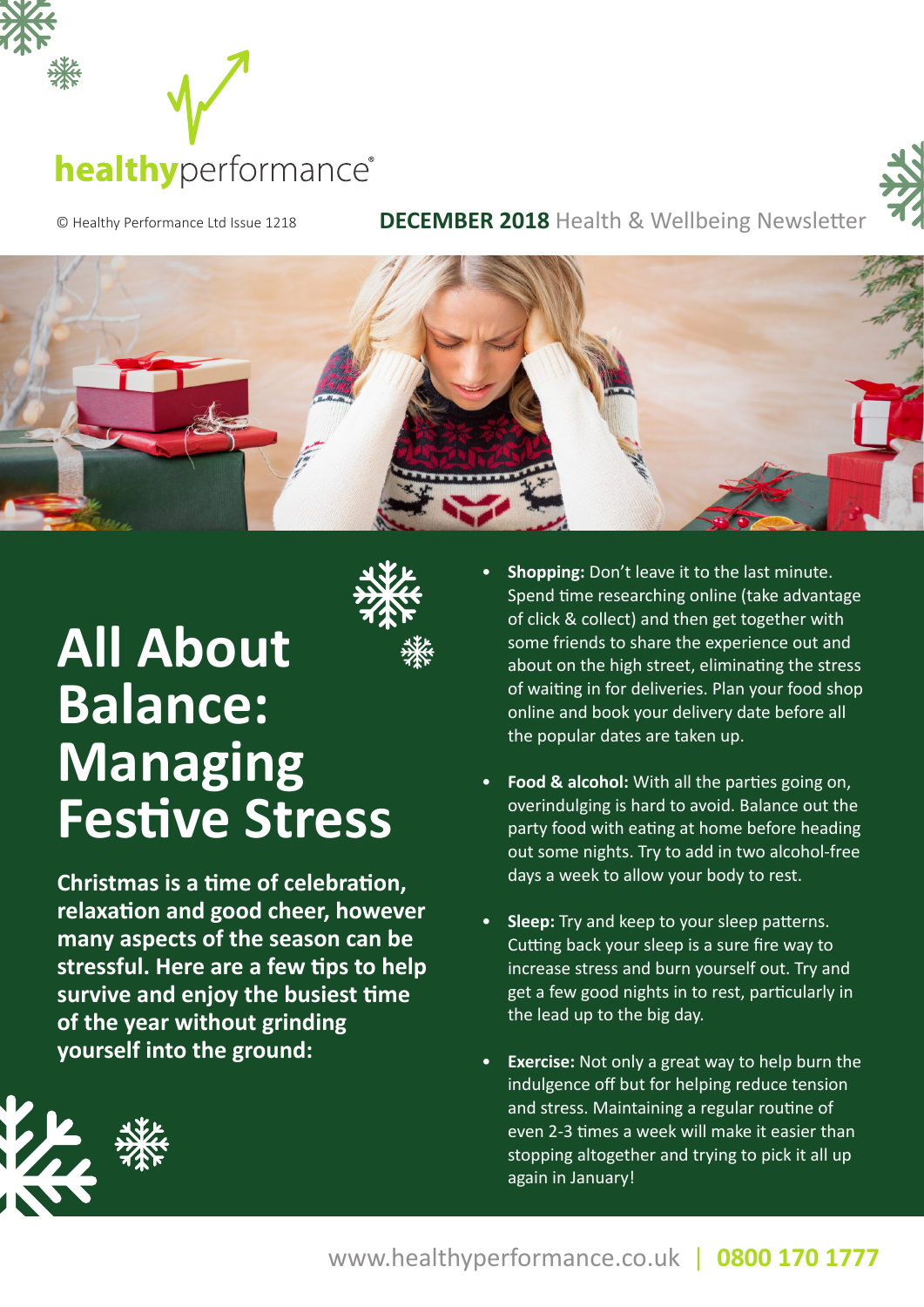healthyperformance®

© Healthy Performance Ltd Issue 1218

**DECEMBER 2018** Health & Wellbeing Newsletter

# All About Balance: Managing Festive Stress

**Christmas is a time of celebration, relaxation and good cheer, however many aspects of the season can be stressful. Here are a few tips to help survive and enjoy the busiest time of the year without grinding yourself into the ground:**

- **Shopping:** Don't leave it to the last minute. Spend time researching online (take advantage of click & collect) and then get together with some friends to share the experience out and about on the high street, eliminating the stress of waiting in for deliveries. Plan your food shop online and book your delivery date before all the popular dates are taken up.

- **Food & alcohol:** With all the parties going on, overindulging is hard to avoid. Balance out the party food with eating at home before heading out some nights. Try to add in two alcohol-free days a week to allow your body to rest.

- **Sleep:** Try and keep to your sleep patterns. Cutting back your sleep is a sure fire way to increase stress and burn yourself out. Try and get a few good nights in to rest, particularly in the lead up to the big day.

- **Exercise:** Not only a great way to help burn the indulgence off but for helping reduce tension and stress. Maintaining a regular routine of even 2-3 times a week will make it easier than stopping altogether and trying to pick it all up again in January!

www.healthyperformance.co.uk | **0800 170 1777**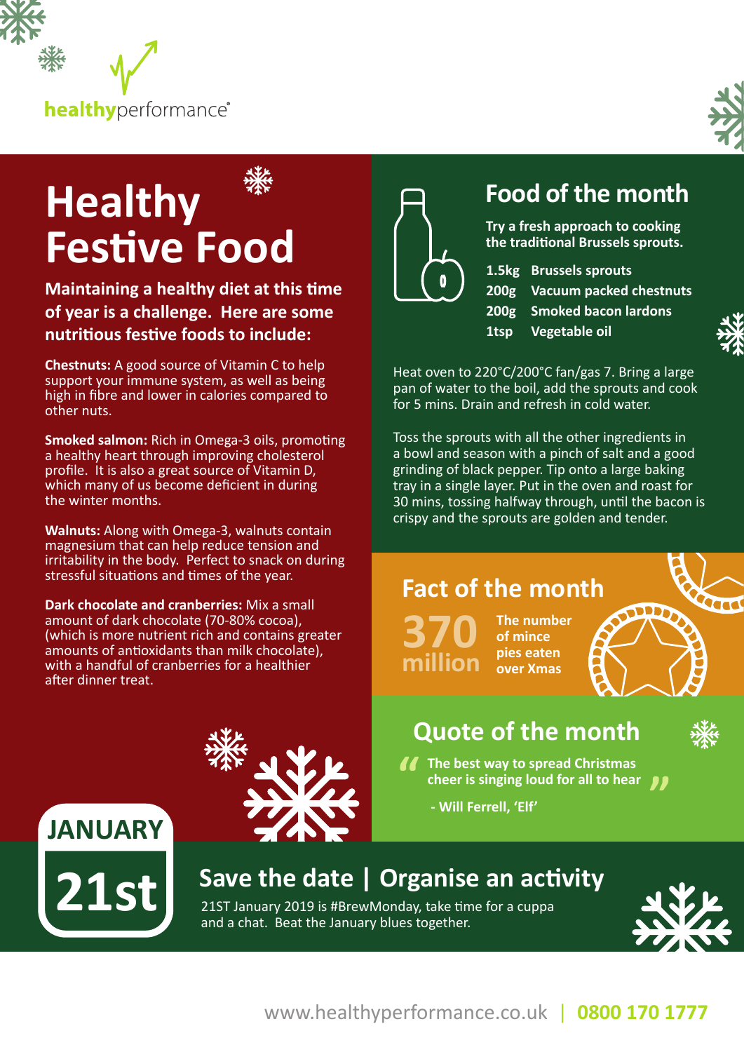healthyperformance®

# Healthy Festive Food

**Maintaining a healthy diet at this time of year is a challenge. Here are some nutritious festive foods to include:**

**Chestnuts:** A good source of Vitamin C to help support your immune system, as well as being high in fibre and lower in calories compared to other nuts.

**Smoked salmon:** Rich in Omega-3 oils, promoting a healthy heart through improving cholesterol profile. It is also a great source of Vitamin D, which many of us become deficient in during the winter months.

**Walnuts:** Along with Omega-3, walnuts contain magnesium that can help reduce tension and irritability in the body. Perfect to snack on during stressful situations and times of the year.

**Dark chocolate and cranberries:** Mix a small amount of dark chocolate (70-80% cocoa), (which is more nutrient rich and contains greater amounts of antioxidants than milk chocolate), with a handful of cranberries for a healthier after dinner treat.

## Food of the month

**Try a fresh approach to cooking the traditional Brussels sprouts.**

| | |
|---|---|
| **1.5kg** | **Brussels sprouts** |
| **200g** | **Vacuum packed chestnuts** |
| **200g** | **Smoked bacon lardons** |
| **1tsp** | **Vegetable oil** |

Heat oven to 220°C/200°C fan/gas 7. Bring a large pan of water to the boil, add the sprouts and cook for 5 mins. Drain and refresh in cold water.

Toss the sprouts with all the other ingredients in a bowl and season with a pinch of salt and a good grinding of black pepper. Tip onto a large baking tray in a single layer. Put in the oven and roast for 30 mins, tossing halfway through, until the bacon is crispy and the sprouts are golden and tender.

## Fact of the month

**370 million** — **The number of mince pies eaten over Xmas**

## Quote of the month

**"The best way to spread Christmas cheer is singing loud for all to hear"**

**- Will Ferrell, 'Elf'**

**JANUARY 21st**

## Save the date | Organise an activity

21ST January 2019 is #BrewMonday, take time for a cuppa and a chat. Beat the January blues together.

www.healthyperformance.co.uk | **0800 170 1777**